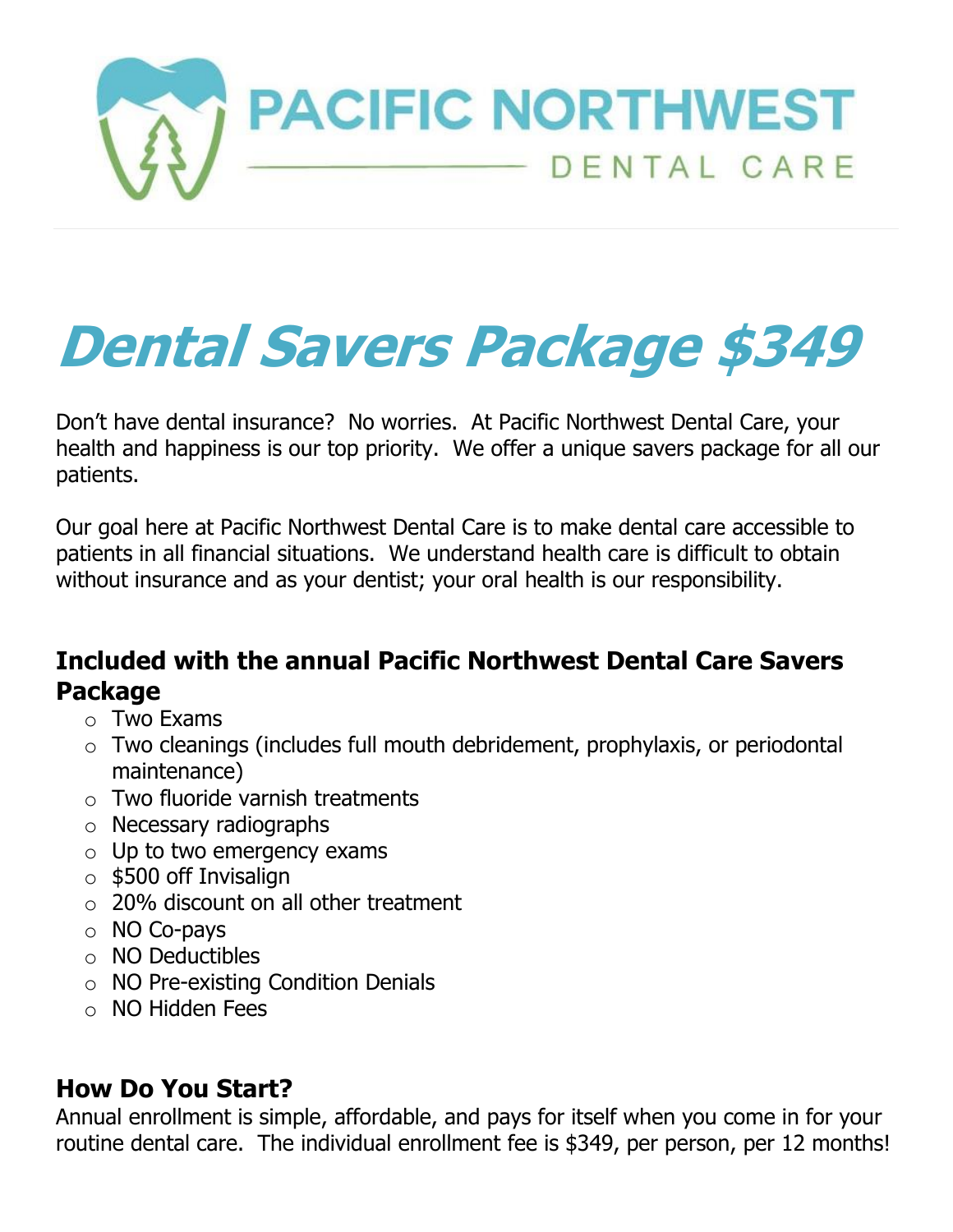# PACIFIC NORTHWEST

DENTAL CARE

# Dental Savers Package $349

Don't have dental insurance? No worries. At Pacific Northwest Dental Care, your health and happiness is our top priority. We offer a unique savers package for all our patients.

Our goal here at Pacific Northwest Dental Care is to make dental care accessible to patients in all financial situations. We understand health care is difficult to obtain without insurance and as your dentist; your oral health is our responsibility.

## Included with the annual Pacific Northwest Dental Care Savers Package

- Two Exams
- Two cleanings (includes full mouth debridement, prophylaxis, or periodontal maintenance)
- Two fluoride varnish treatments
- Necessary radiographs
- Up to two emergency exams
- $500 off Invisalign
- 20% discount on all other treatment
- NO Co-pays
- NO Deductibles
- NO Pre-existing Condition Denials
- NO Hidden Fees

## How Do You Start?

Annual enrollment is simple, affordable, and pays for itself when you come in for your routine dental care. The individual enrollment fee is $349, per person, per 12 months!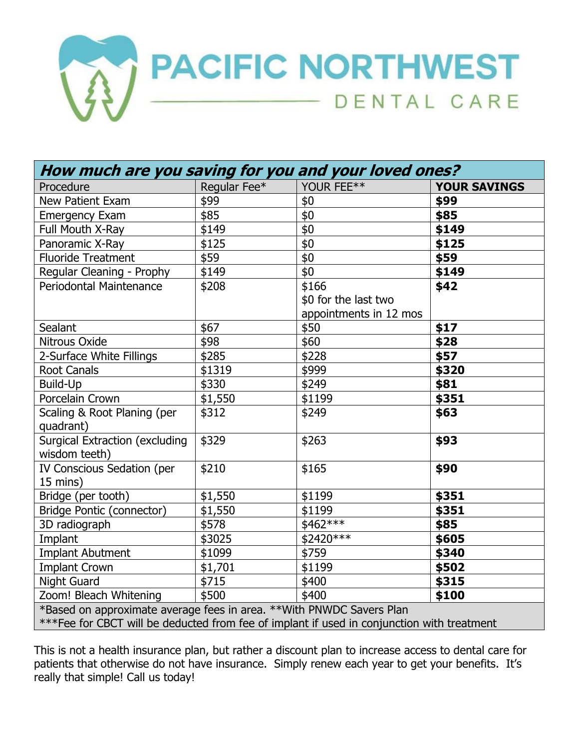# PACIFIC NORTHWEST

## DENTAL CARE

| ***How much are you saving for you and your loved ones?*** | | | |
|---|---|---|---|
| Procedure | Regular Fee* | YOUR FEE** | **YOUR SAVINGS** |
| New Patient Exam | $99 | $0 | **$99** |
| Emergency Exam | $85 | $0 | **$85** |
| Full Mouth X-Ray | $149 | $0 | **$149** |
| Panoramic X-Ray | $125 | $0 | **$125** |
| Fluoride Treatment | $59 | $0 | **$59** |
| Regular Cleaning - Prophy | $149 | $0 | **$149** |
| Periodontal Maintenance | $208 | $166<br>$0 for the last two appointments in 12 mos | **$42** |
| Sealant | $67 | $50 | **$17** |
| Nitrous Oxide | $98 | $60 | **$28** |
| 2-Surface White Fillings | $285 | $228 | **$57** |
| Root Canals | $1319 | $999 | **$320** |
| Build-Up | $330 | $249 | **$81** |
| Porcelain Crown | $1,550 | $1199 | **$351** |
| Scaling & Root Planing (per quadrant) | $312 | $249 | **$63** |
| Surgical Extraction (excluding wisdom teeth) | $329 | $263 | **$93** |
| IV Conscious Sedation (per 15 mins) | $210 | $165 | **$90** |
| Bridge (per tooth) | $1,550 | $1199 | **$351** |
| Bridge Pontic (connector) | $1,550 | $1199 | **$351** |
| 3D radiograph | $578 | $462*** | **$85** |
| Implant | $3025 | $2420*** | **$605** |
| Implant Abutment | $1099 | $759 | **$340** |
| Implant Crown | $1,701 | $1199 | **$502** |
| Night Guard | $715 | $400 | **$315** |
| Zoom! Bleach Whitening | $500 | $400 | **$100** |

*Based on approximate average fees in area. **With PNWDC Savers Plan
***Fee for CBCT will be deducted from fee of implant if used in conjunction with treatment

This is not a health insurance plan, but rather a discount plan to increase access to dental care for patients that otherwise do not have insurance. Simply renew each year to get your benefits. It's really that simple! Call us today!